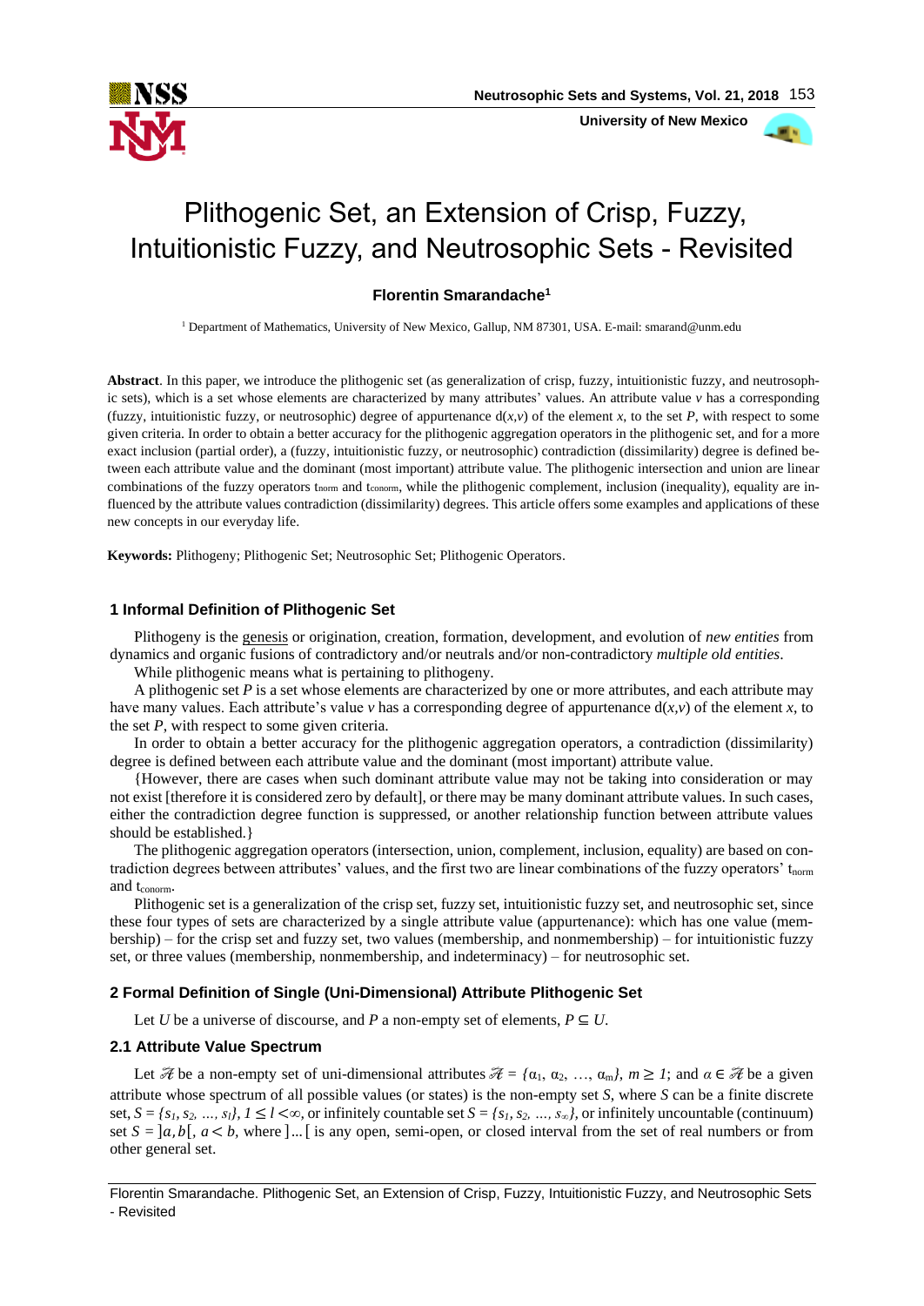# Plithogenic Set, an Extension of Crisp, Fuzzy, Intuitionistic Fuzzy, and Neutrosophic Sets - Revisited

**Florentin Smarandache**[1]

[1] Department of Mathematics, University of New Mexico, Gallup, NM 87301, USA. E-mail: smarand@unm.edu

**Abstract**. In this paper, we introduce the plithogenic set (as generalization of crisp, fuzzy, intuitionistic fuzzy, and neutrosophic sets), which is a set whose elements are characterized by many attributes' values. An attribute value $v$ has a corresponding (fuzzy, intuitionistic fuzzy, or neutrosophic) degree of appurtenance $d(x,v)$ of the element $x$, to the set $P$, with respect to some given criteria. In order to obtain a better accuracy for the plithogenic aggregation operators in the plithogenic set, and for a more exact inclusion (partial order), a (fuzzy, intuitionistic fuzzy, or neutrosophic) contradiction (dissimilarity) degree is defined between each attribute value and the dominant (most important) attribute value. The plithogenic intersection and union are linear combinations of the fuzzy operators $t_{norm}$ and $t_{conorm}$, while the plithogenic complement, inclusion (inequality), equality are influenced by the attribute values contradiction (dissimilarity) degrees. This article offers some examples and applications of these new concepts in our everyday life.

**Keywords:** Plithogeny; Plithogenic Set; Neutrosophic Set; Plithogenic Operators.

## 1 Informal Definition of Plithogenic Set

Plithogeny is the genesis or origination, creation, formation, development, and evolution of *new entities* from dynamics and organic fusions of contradictory and/or neutrals and/or non-contradictory *multiple old entities*.

While plithogenic means what is pertaining to plithogeny.

A plithogenic set $P$ is a set whose elements are characterized by one or more attributes, and each attribute may have many values. Each attribute's value $v$ has a corresponding degree of appurtenance $d(x,v)$ of the element $x$, to the set $P$, with respect to some given criteria.

In order to obtain a better accuracy for the plithogenic aggregation operators, a contradiction (dissimilarity) degree is defined between each attribute value and the dominant (most important) attribute value.

{However, there are cases when such dominant attribute value may not be taking into consideration or may not exist [therefore it is considered zero by default], or there may be many dominant attribute values. In such cases, either the contradiction degree function is suppressed, or another relationship function between attribute values should be established.}

The plithogenic aggregation operators (intersection, union, complement, inclusion, equality) are based on contradiction degrees between attributes' values, and the first two are linear combinations of the fuzzy operators' $t_{norm}$ and $t_{conorm}$.

Plithogenic set is a generalization of the crisp set, fuzzy set, intuitionistic fuzzy set, and neutrosophic set, since these four types of sets are characterized by a single attribute value (appurtenance): which has one value (membership) – for the crisp set and fuzzy set, two values (membership, and nonmembership) – for intuitionistic fuzzy set, or three values (membership, nonmembership, and indeterminacy) – for neutrosophic set.

## 2 Formal Definition of Single (Uni-Dimensional) Attribute Plithogenic Set

Let $U$ be a universe of discourse, and $P$ a non-empty set of elements, $P \subseteq U$.

### 2.1 Attribute Value Spectrum

Let $\mathscr{A}$ be a non-empty set of uni-dimensional attributes $\mathscr{A} = \{\alpha_1, \alpha_2, \dots, \alpha_m\}$, $m \geq 1$; and $\alpha \in \mathscr{A}$ be a given attribute whose spectrum of all possible values (or states) is the non-empty set $S$, where $S$ can be a finite discrete set, $S = \{s_1, s_2, \dots, s_l\}$, $1 \leq l < \infty$, or infinitely countable set $S = \{s_1, s_2, \dots, s_\infty\}$, or infinitely uncountable (continuum) set $S = ]a,b[$, $a < b$, where $]\dots[$ is any open, semi-open, or closed interval from the set of real numbers or from other general set.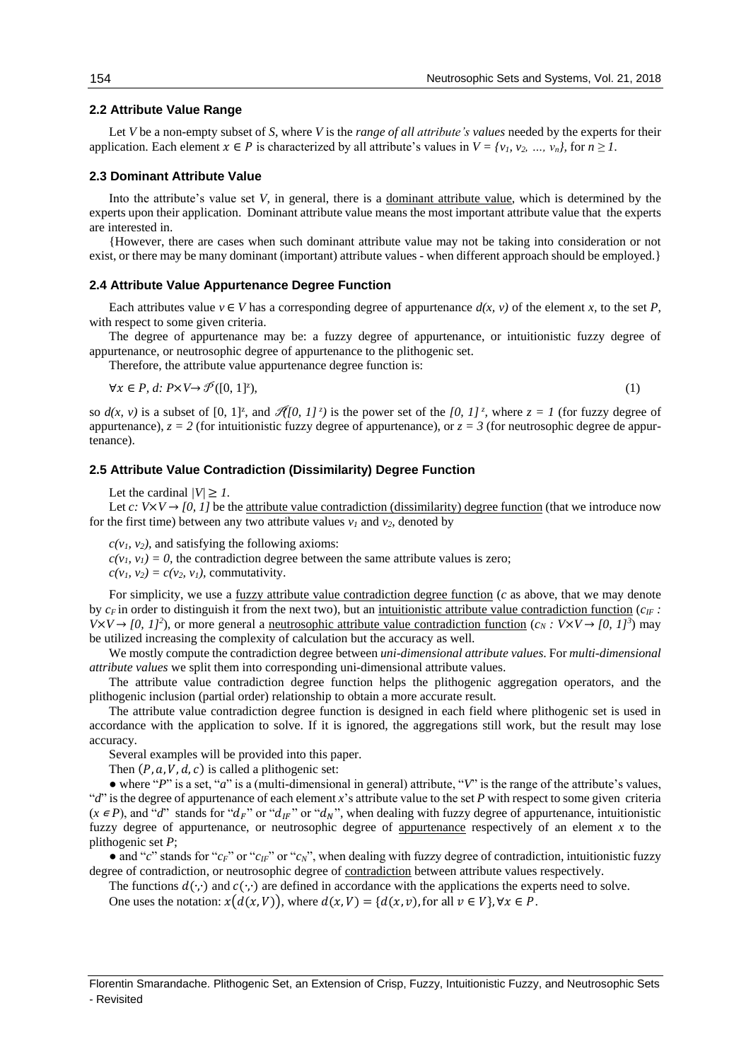### 2.2 Attribute Value Range

Let $V$ be a non-empty subset of $S$, where $V$ is the *range of all attribute's values* needed by the experts for their application. Each element $x \in P$ is characterized by all attribute's values in $V = \{v_1, v_2, \dots, v_n\}$, for $n \geq 1$.

### 2.3 Dominant Attribute Value

Into the attribute's value set $V$, in general, there is a dominant attribute value, which is determined by the experts upon their application. Dominant attribute value means the most important attribute value that the experts are interested in.

{However, there are cases when such dominant attribute value may not be taking into consideration or not exist, or there may be many dominant (important) attribute values - when different approach should be employed.}

### 2.4 Attribute Value Appurtenance Degree Function

Each attributes value $v \in V$ has a corresponding degree of appurtenance $d(x, v)$ of the element $x$, to the set $P$, with respect to some given criteria.

The degree of appurtenance may be: a fuzzy degree of appurtenance, or intuitionistic fuzzy degree of appurtenance, or neutrosophic degree of appurtenance to the plithogenic set.

Therefore, the attribute value appurtenance degree function is:

$$\forall x \in P,\ d: P\times V \to \mathscr{P}([0,1]^z), \tag{1}$$

so $d(x, v)$ is a subset of $[0, 1]^z$, and $\mathscr{P}([0, 1]^z)$ is the power set of the $[0, 1]^z$, where $z = 1$ (for fuzzy degree of appurtenance), $z = 2$ (for intuitionistic fuzzy degree of appurtenance), or $z = 3$ (for neutrosophic degree de appurtenance).

### 2.5 Attribute Value Contradiction (Dissimilarity) Degree Function

Let the cardinal $|V| \geq 1$.

Let $c: V\times V \to [0, 1]$ be the attribute value contradiction (dissimilarity) degree function (that we introduce now for the first time) between any two attribute values $v_1$ and $v_2$, denoted by

$c(v_1, v_2)$, and satisfying the following axioms:

$c(v_1, v_1) = 0$, the contradiction degree between the same attribute values is zero;

$c(v_1, v_2) = c(v_2, v_1)$, commutativity.

For simplicity, we use a fuzzy attribute value contradiction degree function ($c$ as above, that we may denote by $c_F$ in order to distinguish it from the next two), but an intuitionistic attribute value contradiction function ($c_{IF} : V\times V \to [0, 1]^2$), or more general a neutrosophic attribute value contradiction function ($c_N : V\times V \to [0, 1]^3$) may be utilized increasing the complexity of calculation but the accuracy as well.

We mostly compute the contradiction degree between *uni-dimensional attribute values*. For *multi-dimensional attribute values* we split them into corresponding uni-dimensional attribute values.

The attribute value contradiction degree function helps the plithogenic aggregation operators, and the plithogenic inclusion (partial order) relationship to obtain a more accurate result.

The attribute value contradiction degree function is designed in each field where plithogenic set is used in accordance with the application to solve. If it is ignored, the aggregations still work, but the result may lose accuracy.

Several examples will be provided into this paper.

Then $(P, a, V, d, c)$ is called a plithogenic set:

- where "$P$" is a set, "$a$" is a (multi-dimensional in general) attribute, "$V$" is the range of the attribute's values, "$d$" is the degree of appurtenance of each element $x$'s attribute value to the set $P$ with respect to some given criteria ($x \in P$), and "$d$" stands for "$d_F$" or "$d_{IF}$" or "$d_N$", when dealing with fuzzy degree of appurtenance, intuitionistic fuzzy degree of appurtenance, or neutrosophic degree of appurtenance respectively of an element $x$ to the plithogenic set $P$;
- and "$c$" stands for "$c_F$" or "$c_{IF}$" or "$c_N$", when dealing with fuzzy degree of contradiction, intuitionistic fuzzy degree of contradiction, or neutrosophic degree of contradiction between attribute values respectively.

The functions $d(\cdot,\cdot)$ and $c(\cdot,\cdot)$ are defined in accordance with the applications the experts need to solve.

One uses the notation: $x\big(d(x, V)\big)$, where $d(x, V) = \{d(x, v), \text{for all } v \in V\}, \forall x \in P$.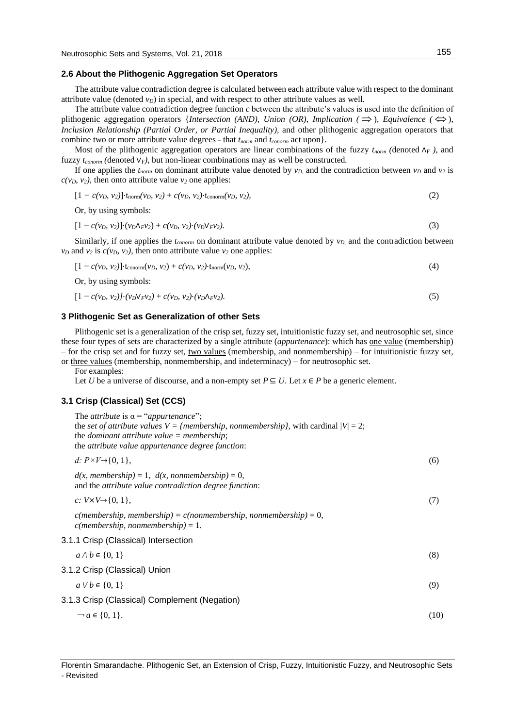### 2.6 About the Plithogenic Aggregation Set Operators

The attribute value contradiction degree is calculated between each attribute value with respect to the dominant attribute value (denoted $v_D$) in special, and with respect to other attribute values as well.

The attribute value contradiction degree function *c* between the attribute's values is used into the definition of plithogenic aggregation operators {*Intersection (AND), Union (OR), Implication* ($\Rightarrow$), *Equivalence* ($\Leftrightarrow$), *Inclusion Relationship (Partial Order, or Partial Inequality)*, and other plithogenic aggregation operators that combine two or more attribute value degrees - that $t_{norm}$ and $t_{conorm}$ act upon}.

Most of the plithogenic aggregation operators are linear combinations of the fuzzy $t_{norm}$ (denoted $\wedge_F$), and fuzzy $t_{conorm}$ (denoted $\vee_F$), but non-linear combinations may as well be constructed.

If one applies the $t_{norm}$ on dominant attribute value denoted by $v_D$, and the contradiction between $v_D$ and $v_2$ is $c(v_D, v_2)$, then onto attribute value $v_2$ one applies:

$$[1 - c(v_D, v_2)]\cdot t_{norm}(v_D, v_2) + c(v_D, v_2)\cdot t_{conorm}(v_D, v_2), \tag{2}$$

Or, by using symbols:

$$[1 - c(v_D, v_2)]\cdot(v_D \wedge_F v_2) + c(v_D, v_2)\cdot(v_D \vee_F v_2). \tag{3}$$

Similarly, if one applies the $t_{conorm}$ on dominant attribute value denoted by $v_D$, and the contradiction between $v_D$ and $v_2$ is $c(v_D, v_2)$, then onto attribute value $v_2$ one applies:

$$[1 - c(v_D, v_2)]\cdot t_{conorm}(v_D, v_2) + c(v_D, v_2)\cdot t_{norm}(v_D, v_2), \tag{4}$$

Or, by using symbols:

$$[1 - c(v_D, v_2)]\cdot(v_D \vee_F v_2) + c(v_D, v_2)\cdot(v_D \wedge_F v_2). \tag{5}$$

## 3 Plithogenic Set as Generalization of other Sets

Plithogenic set is a generalization of the crisp set, fuzzy set, intuitionistic fuzzy set, and neutrosophic set, since these four types of sets are characterized by a single attribute (*appurtenance*): which has one value (membership) – for the crisp set and for fuzzy set, two values (membership, and nonmembership) – for intuitionistic fuzzy set, or three values (membership, nonmembership, and indeterminacy) – for neutrosophic set.

For examples:

Let $U$ be a universe of discourse, and a non-empty set $P \subseteq U$. Let $x \in P$ be a generic element.

### 3.1 Crisp (Classical) Set (CCS)

The *attribute* is $\alpha$ = "*appurtenance*";
the *set of attribute values* $V$ = {*membership, nonmembership*}, with cardinal $|V| = 2$;
the *dominant attribute value = membership*;
the *attribute value appurtenance degree function*:

$$d: P\times V \rightarrow \{0, 1\}, \tag{6}$$

$d(x, membership) = 1$, $d(x, nonmembership) = 0$,
and the *attribute value contradiction degree function*:

$$c: V\times V \rightarrow \{0, 1\}, \tag{7}$$

$c(membership, membership) = c(nonmembership, nonmembership) = 0$,
$c(membership, nonmembership) = 1$.

#### 3.1.1 Crisp (Classical) Intersection

$$a \wedge b \in \{0, 1\} \tag{8}$$

#### 3.1.2 Crisp (Classical) Union

$$a \vee b \in \{0, 1\} \tag{9}$$

#### 3.1.3 Crisp (Classical) Complement (Negation)

$$\neg a \in \{0, 1\}. \tag{10}$$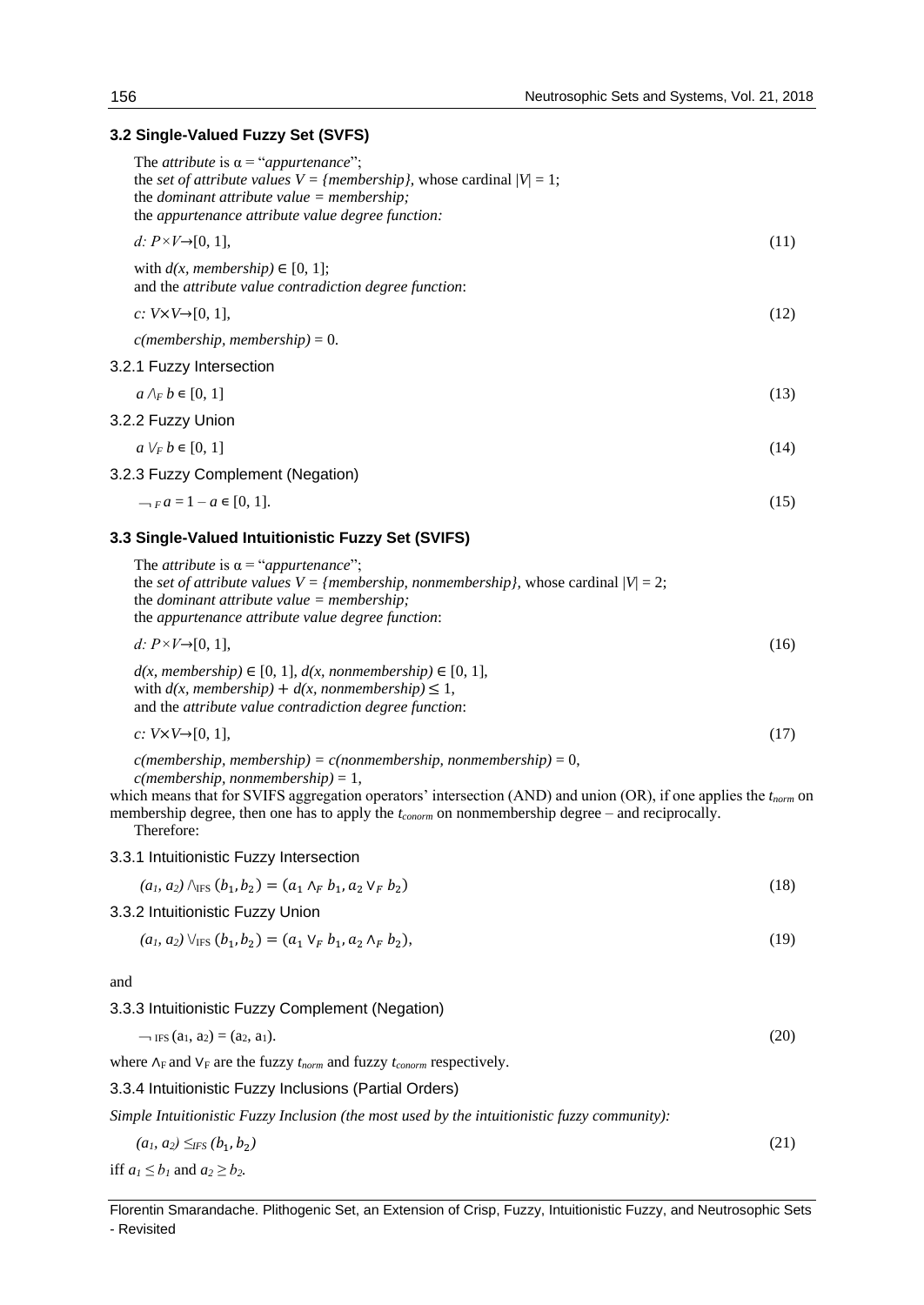### 3.2 Single-Valued Fuzzy Set (SVFS)

The *attribute* is α = "*appurtenance*";
the *set of attribute values V = {membership}*, whose cardinal $|V| = 1$;
the *dominant attribute value = membership;*
the *appurtenance attribute value degree function:*

$$d: P \times V \rightarrow [0, 1], \tag{11}$$

with $d(x, membership) \in [0, 1]$;
and the *attribute value contradiction degree function*:

$$c: V \times V \rightarrow [0, 1], \tag{12}$$

$c(membership, membership) = 0$.

#### 3.2.1 Fuzzy Intersection

$$a \wedge_F b \in [0, 1] \tag{13}$$

#### 3.2.2 Fuzzy Union

$$a \vee_F b \in [0, 1] \tag{14}$$

#### 3.2.3 Fuzzy Complement (Negation)

$$\neg_F a = 1 - a \in [0, 1]. \tag{15}$$

### 3.3 Single-Valued Intuitionistic Fuzzy Set (SVIFS)

The *attribute* is α = "*appurtenance*";
the *set of attribute values V = {membership, nonmembership}*, whose cardinal $|V| = 2$;
the *dominant attribute value = membership;*
the *appurtenance attribute value degree function*:

$$d: P \times V \rightarrow [0, 1], \tag{16}$$

$d(x, membership) \in [0, 1]$, $d(x, nonmembership) \in [0, 1]$,
with $d(x, membership) + d(x, nonmembership) \leq 1$,
and the *attribute value contradiction degree function*:

$$c: V \times V \rightarrow [0, 1], \tag{17}$$

$c(membership, membership) = c(nonmembership, nonmembership) = 0$,
$c(membership, nonmembership) = 1$,
which means that for SVIFS aggregation operators' intersection (AND) and union (OR), if one applies the $t_{norm}$ on membership degree, then one has to apply the $t_{conorm}$ on nonmembership degree – and reciprocally.
Therefore:

#### 3.3.1 Intuitionistic Fuzzy Intersection

$$(a_1, a_2) \wedge_{IFS} (b_1, b_2) = (a_1 \wedge_F b_1, a_2 \vee_F b_2) \tag{18}$$

#### 3.3.2 Intuitionistic Fuzzy Union

$$(a_1, a_2) \vee_{IFS} (b_1, b_2) = (a_1 \vee_F b_1, a_2 \wedge_F b_2), \tag{19}$$

and

#### 3.3.3 Intuitionistic Fuzzy Complement (Negation)

$$\neg_{IFS} (a_1, a_2) = (a_2, a_1). \tag{20}$$

where $\wedge_F$ and $\vee_F$ are the fuzzy $t_{norm}$ and fuzzy $t_{conorm}$ respectively.

#### 3.3.4 Intuitionistic Fuzzy Inclusions (Partial Orders)

*Simple Intuitionistic Fuzzy Inclusion (the most used by the intuitionistic fuzzy community):*

$$(a_1, a_2) \leq_{IFS} (b_1, b_2) \tag{21}$$

iff $a_1 \leq b_1$ and $a_2 \geq b_2$.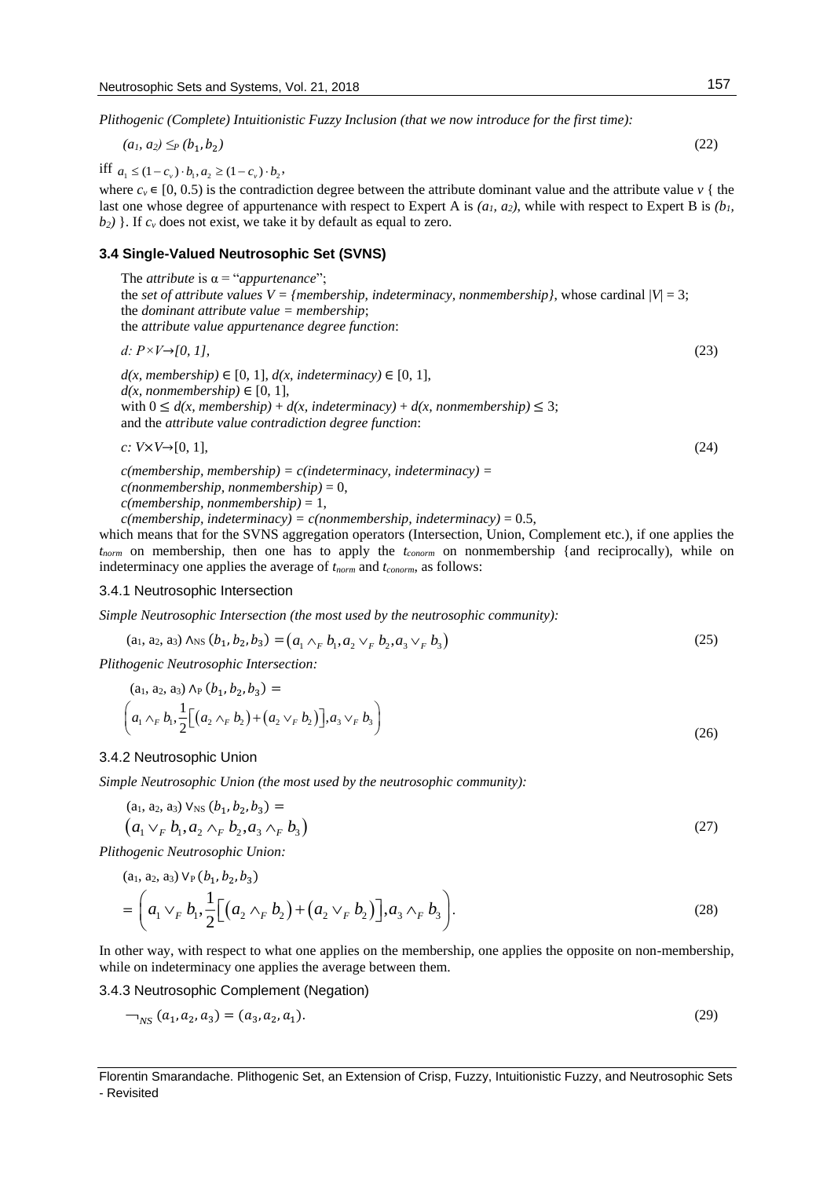*Plithogenic (Complete) Intuitionistic Fuzzy Inclusion (that we now introduce for the first time):*

$$(a_1, a_2) \leq_P (b_1, b_2) \tag{22}$$

iff $a_1 \leq (1-c_v)\cdot b_1, a_2 \geq (1-c_v)\cdot b_2$,

where $c_v \in [0, 0.5)$ is the contradiction degree between the attribute dominant value and the attribute value $v$ { the last one whose degree of appurtenance with respect to Expert A is $(a_1, a_2)$, while with respect to Expert B is $(b_1, b_2)$ }. If $c_v$ does not exist, we take it by default as equal to zero.

### 3.4 Single-Valued Neutrosophic Set (SVNS)

The *attribute* is α = "*appurtenance*";
the *set of attribute values V = {membership, indeterminacy, nonmembership}*, whose cardinal $|V| = 3$;
the *dominant attribute value = membership*;
the *attribute value appurtenance degree function*:

$$d: P\times V \rightarrow [0, 1], \tag{23}$$

$d(x, membership) \in [0, 1]$, $d(x, indeterminacy) \in [0, 1]$,
$d(x, nonmembership) \in [0, 1]$,
with $0 \leq d(x, membership) + d(x, indeterminacy) + d(x, nonmembership) \leq 3$;
and the *attribute value contradiction degree function*:

$$c: V\times V \rightarrow [0, 1], \tag{24}$$

$c(membership, membership) = c(indeterminacy, indeterminacy) =$
$c(nonmembership, nonmembership) = 0$,
$c(membership, nonmembership) = 1$,
$c(membership, indeterminacy) = c(nonmembership, indeterminacy) = 0.5$,
which means that for the SVNS aggregation operators (Intersection, Union, Complement etc.), if one applies the $t_{norm}$ on membership, then one has to apply the $t_{conorm}$ on nonmembership {and reciprocally), while on indeterminacy one applies the average of $t_{norm}$ and $t_{conorm}$, as follows:

#### 3.4.1 Neutrosophic Intersection

*Simple Neutrosophic Intersection (the most used by the neutrosophic community):*

$$(a_1, a_2, a_3) \wedge_{NS} (b_1, b_2, b_3) = \left(a_1 \wedge_F b_1, a_2 \vee_F b_2, a_3 \vee_F b_3\right) \tag{25}$$

*Plithogenic Neutrosophic Intersection:*

$$(a_1, a_2, a_3) \wedge_P (b_1, b_2, b_3) = \left(a_1 \wedge_F b_1, \frac{1}{2}\left[\left(a_2 \wedge_F b_2\right) + \left(a_2 \vee_F b_2\right)\right], a_3 \vee_F b_3\right) \tag{26}$$

#### 3.4.2 Neutrosophic Union

*Simple Neutrosophic Union (the most used by the neutrosophic community):*

$$(a_1, a_2, a_3) \vee_{NS} (b_1, b_2, b_3) = \left(a_1 \vee_F b_1, a_2 \wedge_F b_2, a_3 \wedge_F b_3\right) \tag{27}$$

*Plithogenic Neutrosophic Union:*

$$(a_1, a_2, a_3) \vee_P (b_1, b_2, b_3) = \left(a_1 \vee_F b_1, \frac{1}{2}\left[\left(a_2 \wedge_F b_2\right) + \left(a_2 \vee_F b_2\right)\right], a_3 \wedge_F b_3\right). \tag{28}$$

In other way, with respect to what one applies on the membership, one applies the opposite on non-membership, while on indeterminacy one applies the average between them.

#### 3.4.3 Neutrosophic Complement (Negation)

$$\neg_{NS} (a_1, a_2, a_3) = (a_3, a_2, a_1). \tag{29}$$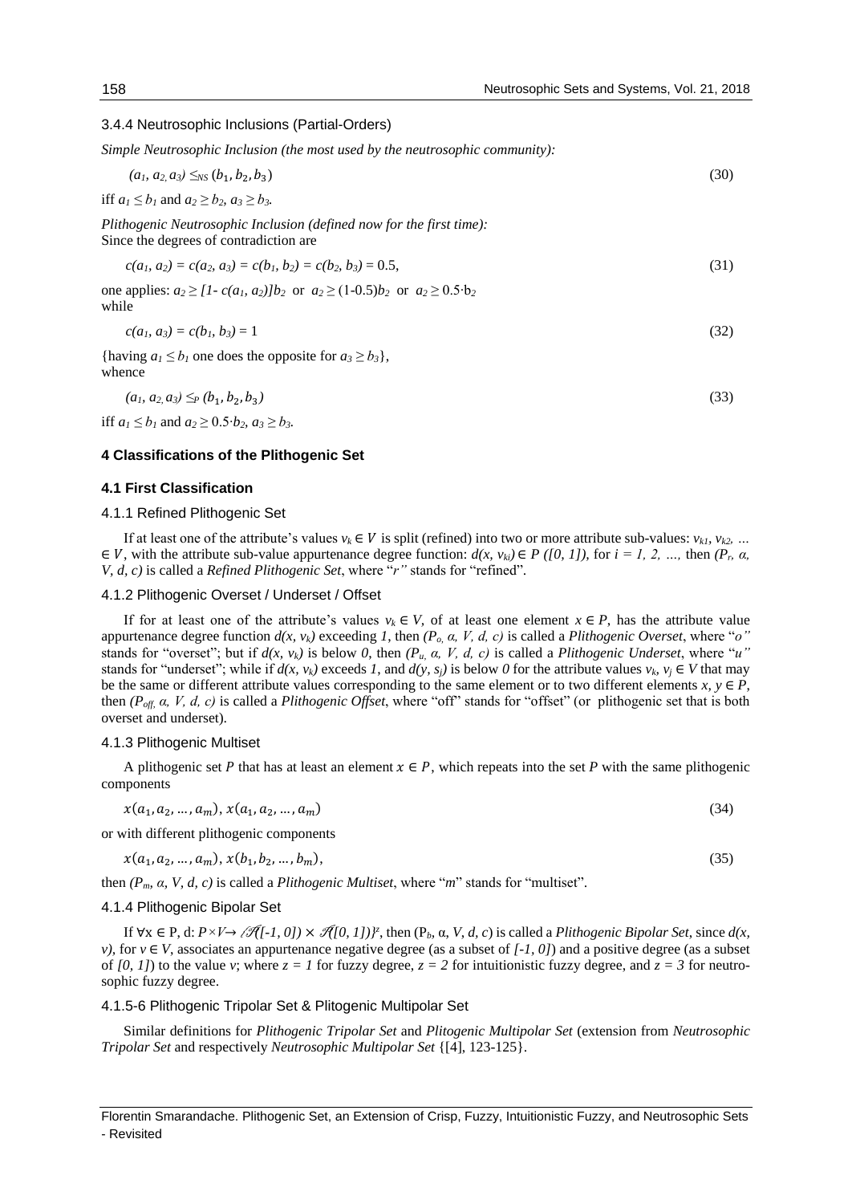### 3.4.4 Neutrosophic Inclusions (Partial-Orders)

*Simple Neutrosophic Inclusion (the most used by the neutrosophic community):*

$$(a_1, a_2, a_3) \leq_{NS} (b_1, b_2, b_3) \tag{30}$$

iff $a_1 \leq b_1$ and $a_2 \geq b_2$, $a_3 \geq b_3$.

*Plithogenic Neutrosophic Inclusion (defined now for the first time):*
Since the degrees of contradiction are

$$c(a_1, a_2) = c(a_2, a_3) = c(b_1, b_2) = c(b_2, b_3) = 0.5, \tag{31}$$

one applies: $a_2 \geq [1 - c(a_1, a_2)]b_2$ or $a_2 \geq (1-0.5)b_2$ or $a_2 \geq 0.5 \cdot b_2$
while

$$c(a_1, a_3) = c(b_1, b_3) = 1 \tag{32}$$

{having $a_1 \leq b_1$ one does the opposite for $a_3 \geq b_3$},
whence

$$(a_1, a_2, a_3) \leq_P (b_1, b_2, b_3) \tag{33}$$

iff $a_1 \leq b_1$ and $a_2 \geq 0.5 \cdot b_2$, $a_3 \geq b_3$.

## 4 Classifications of the Plithogenic Set

### 4.1 First Classification

#### 4.1.1 Refined Plithogenic Set

If at least one of the attribute's values $v_k \in V$ is split (refined) into two or more attribute sub-values: $v_{k1}, v_{k2}, \ldots \in V$, with the attribute sub-value appurtenance degree function: $d(x, v_{ki}) \in P([0, 1])$, for $i = 1, 2, \ldots,$ then $(P_r, \alpha, V, d, c)$ is called a *Refined Plithogenic Set*, where "*r*" stands for "refined".

#### 4.1.2 Plithogenic Overset / Underset / Offset

If for at least one of the attribute's values $v_k \in V$, of at least one element $x \in P$, has the attribute value appurtenance degree function $d(x, v_k)$ exceeding $1$, then $(P_o, \alpha, V, d, c)$ is called a *Plithogenic Overset*, where "*o*" stands for "overset"; but if $d(x, v_k)$ is below $0$, then $(P_u, \alpha, V, d, c)$ is called a *Plithogenic Underset*, where "*u*" stands for "underset"; while if $d(x, v_k)$ exceeds $1$, and $d(y, s_j)$ is below $0$ for the attribute values $v_k, v_j \in V$ that may be the same or different attribute values corresponding to the same element or to two different elements $x, y \in P$, then $(P_{off}, \alpha, V, d, c)$ is called a *Plithogenic Offset*, where "off" stands for "offset" (or plithogenic set that is both overset and underset).

#### 4.1.3 Plithogenic Multiset

A plithogenic set *P* that has at least an element $x \in P$, which repeats into the set *P* with the same plithogenic components

$$x(a_1, a_2, \ldots, a_m),\ x(a_1, a_2, \ldots, a_m) \tag{34}$$

or with different plithogenic components

$$x(a_1, a_2, \ldots, a_m),\ x(b_1, b_2, \ldots, b_m), \tag{35}$$

then $(P_m, \alpha, V, d, c)$ is called a *Plithogenic Multiset*, where "*m*" stands for "multiset".

#### 4.1.4 Plithogenic Bipolar Set

If $\forall x \in P$, $d: P \times V \to \{\mathscr{P}([-1, 0]) \times \mathscr{P}([0, 1])\}^z$, then $(P_b, \alpha, V, d, c)$ is called a *Plithogenic Bipolar Set*, since $d(x, v)$, for $v \in V$, associates an appurtenance negative degree (as a subset of $[-1, 0]$) and a positive degree (as a subset of $[0, 1]$) to the value $v$; where $z = 1$ for fuzzy degree, $z = 2$ for intuitionistic fuzzy degree, and $z = 3$ for neutrosophic fuzzy degree.

#### 4.1.5-6 Plithogenic Tripolar Set & Plitogenic Multipolar Set

Similar definitions for *Plithogenic Tripolar Set* and *Plitogenic Multipolar Set* (extension from *Neutrosophic Tripolar Set* and respectively *Neutrosophic Multipolar Set* {[4], 123-125}.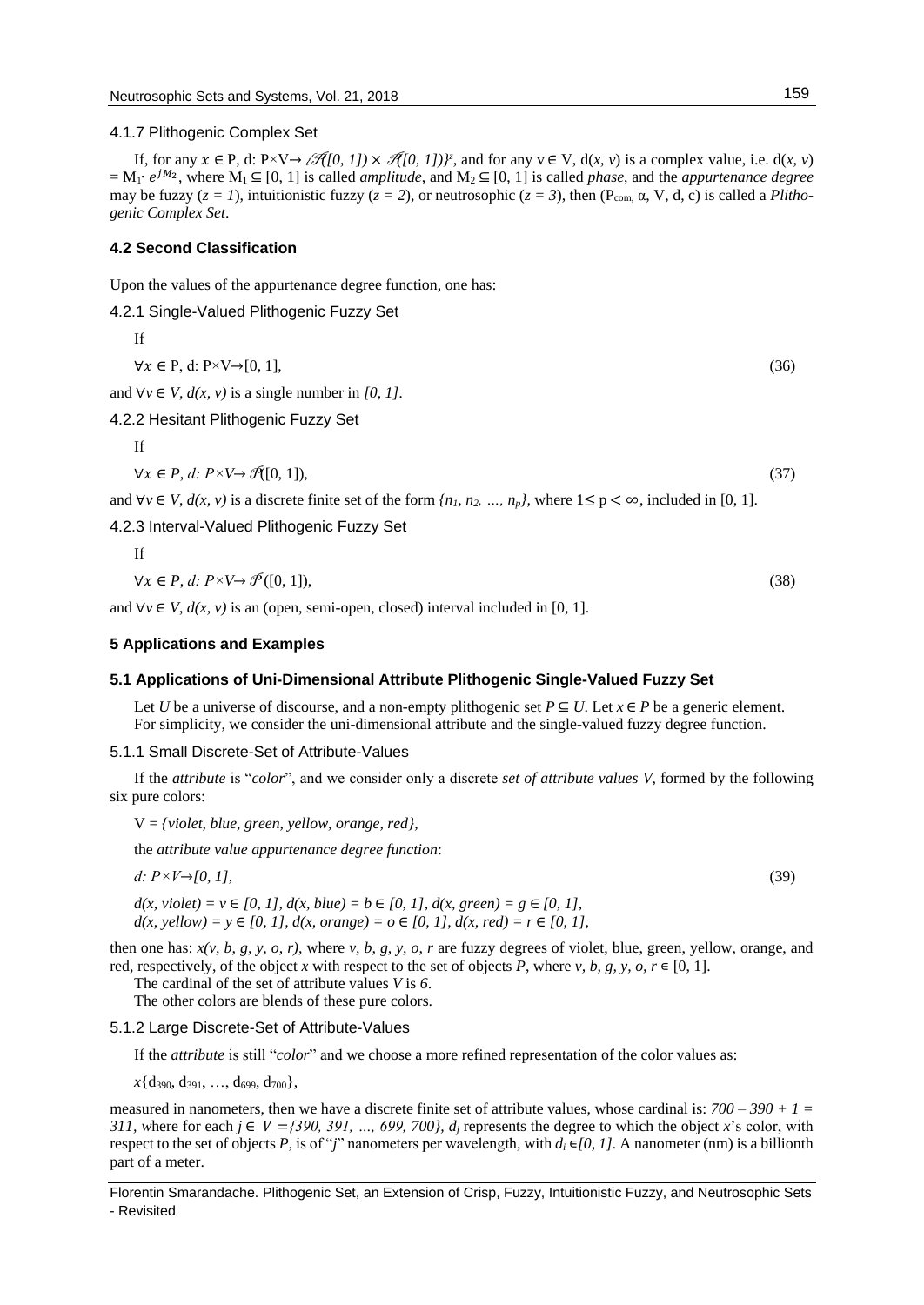#### 4.1.7 Plithogenic Complex Set

If, for any $x \in P$, d: $P \times V \to \{\mathscr{P}([0, 1]) \times \mathscr{P}([0, 1])\}^z$, and for any $v \in V$, $d(x, v)$ is a complex value, i.e. $d(x, v) = M_1 \cdot e^{jM_2}$, where $M_1 \subseteq [0, 1]$ is called *amplitude*, and $M_2 \subseteq [0, 1]$ is called *phase*, and the *appurtenance degree* may be fuzzy ($z = 1$), intuitionistic fuzzy ($z = 2$), or neutrosophic ($z = 3$), then ($P_{com}$, α, V, d, c) is called a *Plithogenic Complex Set*.

### 4.2 Second Classification

Upon the values of the appurtenance degree function, one has:

#### 4.2.1 Single-Valued Plithogenic Fuzzy Set

If

$$\forall x \in P, \; d: P \times V \to [0, 1], \tag{36}$$

and $\forall v \in V$, $d(x, v)$ is a single number in $[0, 1]$.

#### 4.2.2 Hesitant Plithogenic Fuzzy Set

If

$$\forall x \in P, \; d: P \times V \to \mathscr{P}([0, 1]), \tag{37}$$

and $\forall v \in V$, $d(x, v)$ is a discrete finite set of the form $\{n_1, n_2, \ldots, n_p\}$, where $1 \leq p < \infty$, included in [0, 1].

#### 4.2.3 Interval-Valued Plithogenic Fuzzy Set

If

$$\forall x \in P, \; d: P \times V \to \mathscr{P}([0, 1]), \tag{38}$$

and $\forall v \in V$, $d(x, v)$ is an (open, semi-open, closed) interval included in [0, 1].

## 5 Applications and Examples

### 5.1 Applications of Uni-Dimensional Attribute Plithogenic Single-Valued Fuzzy Set

Let *U* be a universe of discourse, and a non-empty plithogenic set $P \subseteq U$. Let $x \in P$ be a generic element. For simplicity, we consider the uni-dimensional attribute and the single-valued fuzzy degree function.

#### 5.1.1 Small Discrete-Set of Attribute-Values

If the *attribute* is "*color*", and we consider only a discrete *set of attribute values V*, formed by the following six pure colors:

V = *{violet, blue, green, yellow, orange, red}*,

the *attribute value appurtenance degree function*:

$$d: P \times V \to [0, 1], \tag{39}$$

$d(x, violet) = v \in [0, 1]$, $d(x, blue) = b \in [0, 1]$, $d(x, green) = g \in [0, 1]$,
$d(x, yellow) = y \in [0, 1]$, $d(x, orange) = o \in [0, 1]$, $d(x, red) = r \in [0, 1]$,

then one has: $x(v, b, g, y, o, r)$, where *v, b, g, y, o, r* are fuzzy degrees of violet, blue, green, yellow, orange, and red, respectively, of the object *x* with respect to the set of objects *P*, where $v, b, g, y, o, r \in [0, 1]$.

The cardinal of the set of attribute values *V* is *6*.

The other colors are blends of these pure colors.

#### 5.1.2 Large Discrete-Set of Attribute-Values

If the *attribute* is still "*color*" and we choose a more refined representation of the color values as:

$x\{d_{390}, d_{391}, \ldots, d_{699}, d_{700}\}$,

measured in nanometers, then we have a discrete finite set of attribute values, whose cardinal is: $700 - 390 + 1 = 311$, where for each $j \in V = \{390, 391, \ldots, 699, 700\}$, $d_j$ represents the degree to which the object *x*'s color, with respect to the set of objects *P*, is of "*j*" nanometers per wavelength, with $d_i \in [0, 1]$. A nanometer (nm) is a billionth part of a meter.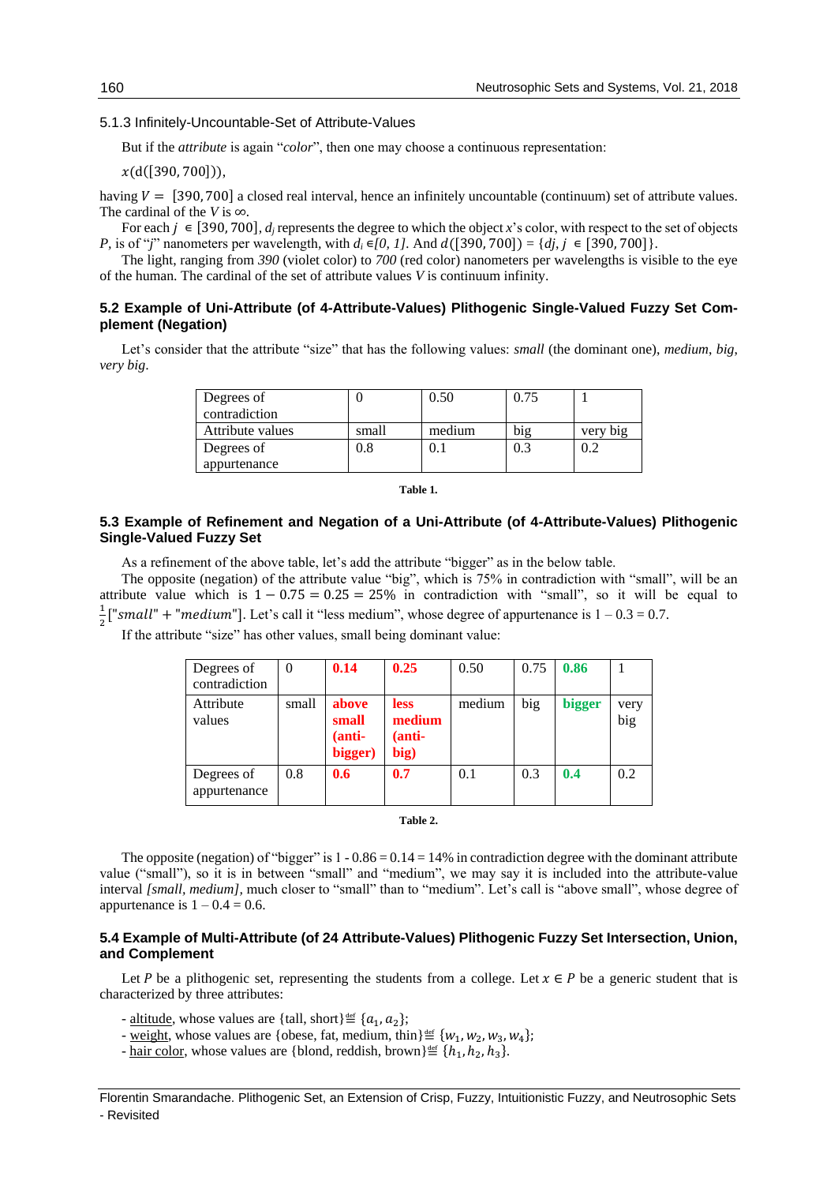### 5.1.3 Infinitely-Uncountable-Set of Attribute-Values

But if the *attribute* is again "*color*", then one may choose a continuous representation:

$x(\mathrm{d}([390, 700]))$,

having $V = [390, 700]$ a closed real interval, hence an infinitely uncountable (continuum) set of attribute values. The cardinal of the *V* is $\infty$.

For each $j \in [390, 700]$, $d_j$ represents the degree to which the object *x*'s color, with respect to the set of objects *P*, is of "*j*" nanometers per wavelength, with $d_i \in [0, 1]$. And $d([390, 700]) = \{dj, j \in [390, 700]\}$.

The light, ranging from *390* (violet color) to *700* (red color) nanometers per wavelengths is visible to the eye of the human. The cardinal of the set of attribute values *V* is continuum infinity.

### 5.2 Example of Uni-Attribute (of 4-Attribute-Values) Plithogenic Single-Valued Fuzzy Set Complement (Negation)

Let's consider that the attribute "size" that has the following values: *small* (the dominant one), *medium*, *big*, *very big*.

| Degrees of contradiction | 0 | 0.50 | 0.75 | 1 |
|---|---|---|---|---|
| Attribute values | small | medium | big | very big |
| Degrees of appurtenance | 0.8 | 0.1 | 0.3 | 0.2 |

**Table 1.**

### 5.3 Example of Refinement and Negation of a Uni-Attribute (of 4-Attribute-Values) Plithogenic Single-Valued Fuzzy Set

As a refinement of the above table, let's add the attribute "bigger" as in the below table.

The opposite (negation) of the attribute value "big", which is 75% in contradiction with "small", will be an attribute value which is $1 - 0.75 = 0.25 = 25\%$ in contradiction with "small", so it will be equal to $\frac{1}{2}[\text{"}small\text{"} + \text{"}medium\text{"}]$. Let's call it "less medium", whose degree of appurtenance is 1 – 0.3 = 0.7.

If the attribute "size" has other values, small being dominant value:

| Degrees of contradiction | 0 | **0.14** | **0.25** | 0.50 | 0.75 | **0.86** | 1 |
|---|---|---|---|---|---|---|---|
| Attribute values | small | **above small (anti-bigger)** | **less medium (anti-big)** | medium | big | **bigger** | very big |
| Degrees of appurtenance | 0.8 | **0.6** | **0.7** | 0.1 | 0.3 | **0.4** | 0.2 |

**Table 2.**

The opposite (negation) of "bigger" is 1 - 0.86 = 0.14 = 14% in contradiction degree with the dominant attribute value ("small"), so it is in between "small" and "medium", we may say it is included into the attribute-value interval *[small, medium]*, much closer to "small" than to "medium". Let's call is "above small", whose degree of appurtenance is 1 – 0.4 = 0.6.

### 5.4 Example of Multi-Attribute (of 24 Attribute-Values) Plithogenic Fuzzy Set Intersection, Union, and Complement

Let *P* be a plithogenic set, representing the students from a college. Let $x \in P$ be a generic student that is characterized by three attributes:

- altitude, whose values are {tall, short} $\stackrel{\text{def}}{=} \{a_1, a_2\}$;
- weight, whose values are {obese, fat, medium, thin} $\stackrel{\text{def}}{=} \{w_1, w_2, w_3, w_4\}$;
- hair color, whose values are {blond, reddish, brown} $\stackrel{\text{def}}{=} \{h_1, h_2, h_3\}$.

Florentin Smarandache. Plithogenic Set, an Extension of Crisp, Fuzzy, Intuitionistic Fuzzy, and Neutrosophic Sets - Revisited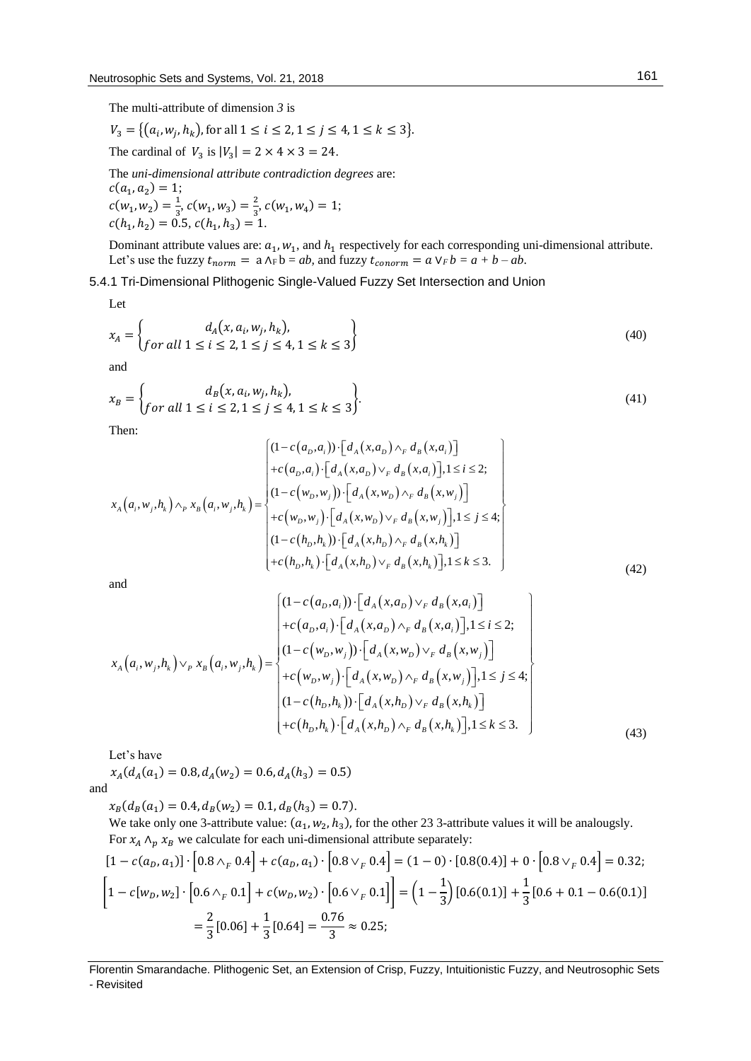The multi-attribute of dimension *3* is

$V_3 = \{(a_i, w_j, h_k), \text{for all } 1 \le i \le 2, 1 \le j \le 4, 1 \le k \le 3\}$.

The cardinal of $V_3$ is $|V_3| = 2 \times 4 \times 3 = 24$.

The *uni-dimensional attribute contradiction degrees* are:

$c(a_1, a_2) = 1$;

$c(w_1, w_2) = \frac{1}{3}$, $c(w_1, w_3) = \frac{2}{3}$, $c(w_1, w_4) = 1$;

$c(h_1, h_2) = 0.5$, $c(h_1, h_3) = 1$.

Dominant attribute values are: $a_1$, $w_1$, and $h_1$ respectively for each corresponding uni-dimensional attribute. Let's use the fuzzy $t_{norm} = a \wedge_F b = ab$, and fuzzy $t_{conorm} = a \vee_F b = a + b - ab$.

### 5.4.1 Tri-Dimensional Plithogenic Single-Valued Fuzzy Set Intersection and Union

Let

$$x_A = \begin{Bmatrix} d_A(x, a_i, w_j, h_k), \\ for\ all\ 1 \le i \le 2, 1 \le j \le 4, 1 \le k \le 3 \end{Bmatrix} \tag{40}$$

and

$$x_B = \begin{Bmatrix} d_B(x, a_i, w_j, h_k), \\ for\ all\ 1 \le i \le 2, 1 \le j \le 4, 1 \le k \le 3 \end{Bmatrix}. \tag{41}$$

Then:

$$x_A(a_i, w_j, h_k) \wedge_P x_B(a_i, w_j, h_k) = \begin{Bmatrix} (1 - c(a_D, a_i)) \cdot \left[ d_A(x, a_D) \wedge_F d_B(x, a_i) \right] \\ + c(a_D, a_i) \cdot \left[ d_A(x, a_D) \vee_F d_B(x, a_i) \right], 1 \le i \le 2; \\ (1 - c(w_D, w_j)) \cdot \left[ d_A(x, w_D) \wedge_F d_B(x, w_j) \right] \\ + c(w_D, w_j) \cdot \left[ d_A(x, w_D) \vee_F d_B(x, w_j) \right], 1 \le j \le 4; \\ (1 - c(h_D, h_k)) \cdot \left[ d_A(x, h_D) \wedge_F d_B(x, h_k) \right] \\ + c(h_D, h_k) \cdot \left[ d_A(x, h_D) \vee_F d_B(x, h_k) \right], 1 \le k \le 3. \end{Bmatrix} \tag{42}$$

and

$$x_A(a_i, w_j, h_k) \vee_P x_B(a_i, w_j, h_k) = \begin{Bmatrix} (1 - c(a_D, a_i)) \cdot \left[ d_A(x, a_D) \vee_F d_B(x, a_i) \right] \\ + c(a_D, a_i) \cdot \left[ d_A(x, a_D) \wedge_F d_B(x, a_i) \right], 1 \le i \le 2; \\ (1 - c(w_D, w_j)) \cdot \left[ d_A(x, w_D) \vee_F d_B(x, w_j) \right] \\ + c(w_D, w_j) \cdot \left[ d_A(x, w_D) \wedge_F d_B(x, w_j) \right], 1 \le j \le 4; \\ (1 - c(h_D, h_k)) \cdot \left[ d_A(x, h_D) \vee_F d_B(x, h_k) \right] \\ + c(h_D, h_k) \cdot \left[ d_A(x, h_D) \wedge_F d_B(x, h_k) \right], 1 \le k \le 3. \end{Bmatrix} \tag{43}$$

Let's have

$x_A(d_A(a_1) = 0.8, d_A(w_2) = 0.6, d_A(h_3) = 0.5)$

and

$x_B(d_B(a_1) = 0.4, d_B(w_2) = 0.1, d_B(h_3) = 0.7)$.

We take only one 3-attribute value: $(a_1, w_2, h_3)$, for the other 23 3-attribute values it will be analougsly.

For $x_A \wedge_p x_B$ we calculate for each uni-dimensional attribute separately:

$$[1 - c(a_D, a_1)] \cdot \left[0.8 \wedge_F 0.4\right] + c(a_D, a_1) \cdot \left[0.8 \vee_F 0.4\right] = (1 - 0) \cdot [0.8(0.4)] + 0 \cdot \left[0.8 \vee_F 0.4\right] = 0.32;$$

$$\left[1 - c[w_D, w_2] \cdot \left[0.6 \wedge_F 0.1\right] + c(w_D, w_2) \cdot \left[0.6 \vee_F 0.1\right]\right] = \left(1 - \frac{1}{3}\right)[0.6(0.1)] + \frac{1}{3}[0.6 + 0.1 - 0.6(0.1)]$$
$$= \frac{2}{3}[0.06] + \frac{1}{3}[0.64] = \frac{0.76}{3} \approx 0.25;$$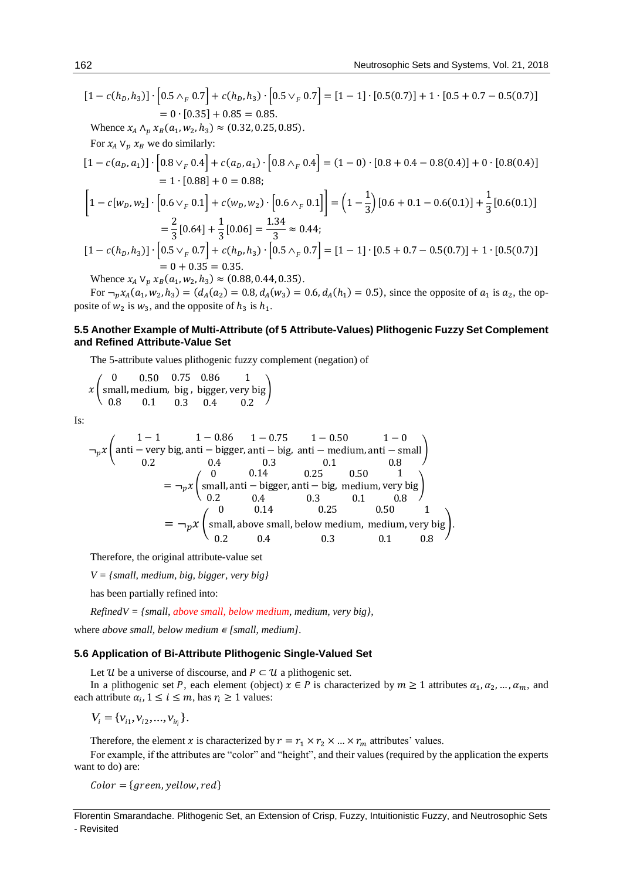$$[1 - c(h_D, h_3)] \cdot \left[0.5 \wedge_F 0.7\right] + c(h_D, h_3) \cdot \left[0.5 \vee_F 0.7\right] = [1 - 1] \cdot [0.5(0.7)] + 1 \cdot [0.5 + 0.7 - 0.5(0.7)]$$
$$= 0 \cdot [0.35] + 0.85 = 0.85.$$

Whence $x_A \wedge_p x_B(a_1, w_2, h_3) \approx (0.32, 0.25, 0.85)$.

For $x_A \vee_p x_B$ we do similarly:

$$[1 - c(a_D, a_1)] \cdot \left[0.8 \vee_F 0.4\right] + c(a_D, a_1) \cdot \left[0.8 \wedge_F 0.4\right] = (1 - 0) \cdot [0.8 + 0.4 - 0.8(0.4)] + 0 \cdot [0.8(0.4)]$$
$$= 1 \cdot [0.88] + 0 = 0.88;$$

$$\left[1 - c[w_D, w_2] \cdot \left[0.6 \vee_F 0.1\right] + c(w_D, w_2) \cdot \left[0.6 \wedge_F 0.1\right]\right] = \left(1 - \frac{1}{3}\right)[0.6 + 0.1 - 0.6(0.1)] + \frac{1}{3}[0.6(0.1)]$$
$$= \frac{2}{3}[0.64] + \frac{1}{3}[0.06] = \frac{1.34}{3} \approx 0.44;$$

$$[1 - c(h_D, h_3)] \cdot \left[0.5 \vee_F 0.7\right] + c(h_D, h_3) \cdot \left[0.5 \wedge_F 0.7\right] = [1 - 1] \cdot [0.5 + 0.7 - 0.5(0.7)] + 1 \cdot [0.5(0.7)]$$
$$= 0 + 0.35 = 0.35.$$

Whence $x_A \vee_p x_B(a_1, w_2, h_3) \approx (0.88, 0.44, 0.35)$.

For $\neg_p x_A(a_1, w_2, h_3) = (d_A(a_2) = 0.8, d_A(w_3) = 0.6, d_A(h_1) = 0.5)$, since the opposite of $a_1$ is $a_2$, the opposite of $w_2$ is $w_3$, and the opposite of $h_3$ is $h_1$.

### 5.5 Another Example of Multi-Attribute (of 5 Attribute-Values) Plithogenic Fuzzy Set Complement and Refined Attribute-Value Set

The 5-attribute values plithogenic fuzzy complement (negation) of

$$x\begin{pmatrix} 0 & 0.50 & 0.75 & 0.86 & 1 \\ \text{small}, & \text{medium}, & \text{big}, & \text{bigger}, & \text{very big} \\ 0.8 & 0.1 & 0.3 & 0.4 & 0.2 \end{pmatrix}$$

Is:

$$\neg_p x\begin{pmatrix} 1-1 & 1-0.86 & 1-0.75 & 1-0.50 & 1-0 \\ \text{anti}-\text{very big}, & \text{anti}-\text{bigger}, & \text{anti}-\text{big}, & \text{anti}-\text{medium}, & \text{anti}-\text{small} \\ 0.2 & 0.4 & 0.3 & 0.1 & 0.8 \end{pmatrix}$$
$$= \neg_p x\begin{pmatrix} 0 & 0.14 & 0.25 & 0.50 & 1 \\ \text{small}, & \text{anti}-\text{bigger}, & \text{anti}-\text{big}, & \text{medium}, & \text{very big} \\ 0.2 & 0.4 & 0.3 & 0.1 & 0.8 \end{pmatrix}$$
$$= \neg_p x\begin{pmatrix} 0 & 0.14 & 0.25 & 0.50 & 1 \\ \text{small}, & \text{above small}, & \text{below medium}, & \text{medium}, & \text{very big} \\ 0.2 & 0.4 & 0.3 & 0.1 & 0.8 \end{pmatrix}.$$

Therefore, the original attribute-value set

*V = {small, medium, big, bigger, very big}*

has been partially refined into:

*RefinedV = {small, above small, below medium, medium, very big},*

where *above small, below medium* $\in$ *[small, medium]*.

### 5.6 Application of Bi-Attribute Plithogenic Single-Valued Set

Let $\mathcal{U}$ be a universe of discourse, and $P \subset \mathcal{U}$ a plithogenic set.

In a plithogenic set $P$, each element (object) $x \in P$ is characterized by $m \geq 1$ attributes $\alpha_1, \alpha_2, \ldots, \alpha_m$, and each attribute $\alpha_i$, $1 \leq i \leq m$, has $r_i \geq 1$ values:

$$V_i = \{v_{i1}, v_{i2}, \ldots, v_{ir_i}\}.$$

Therefore, the element $x$ is characterized by $r = r_1 \times r_2 \times \ldots \times r_m$ attributes' values.

For example, if the attributes are "color" and "height", and their values (required by the application the experts want to do) are:

$$Color = \{green, yellow, red\}$$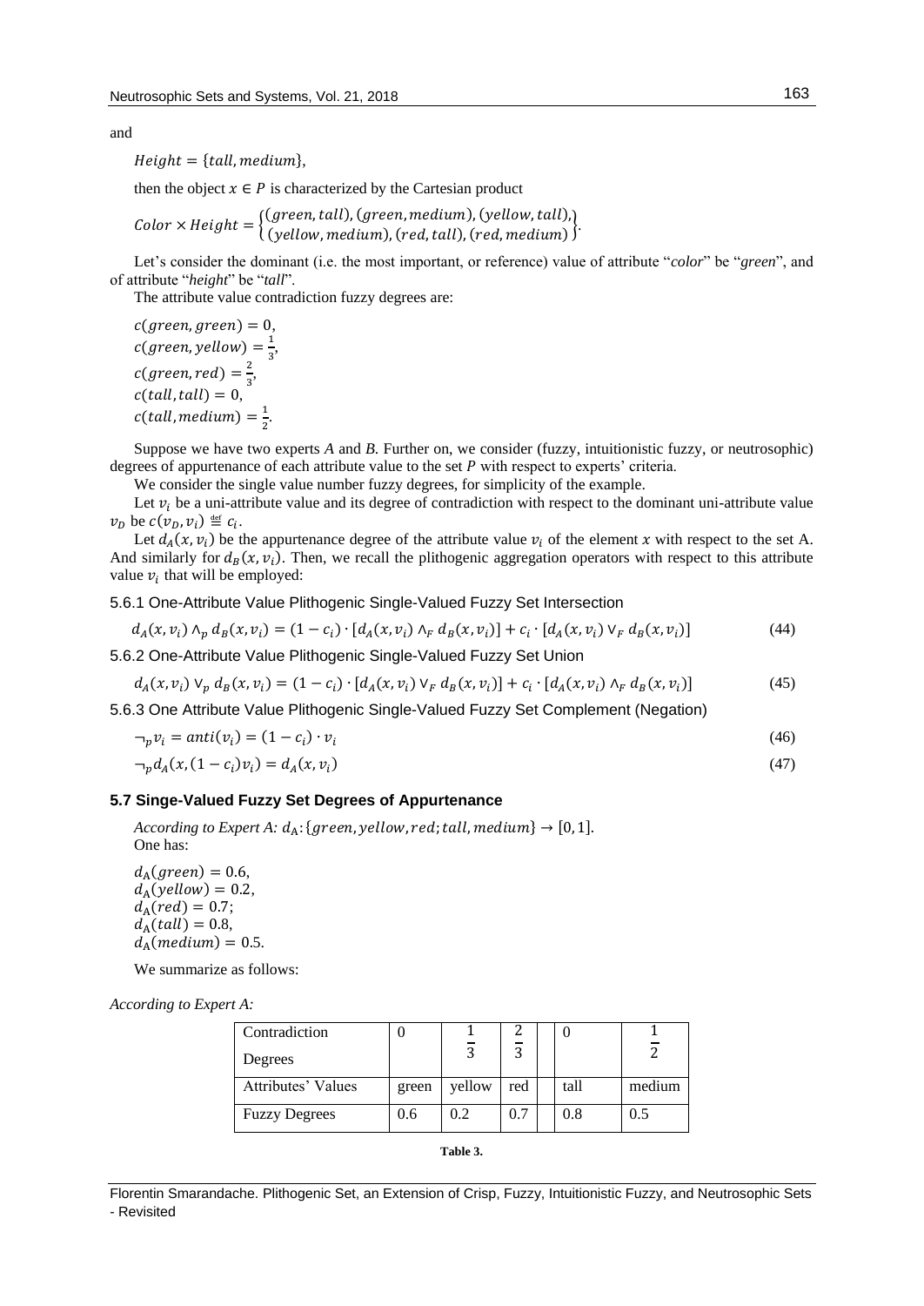and

$Height = \{tall, medium\}$,

then the object $x \in P$ is characterized by the Cartesian product

$$Color \times Height = \left\{ \begin{matrix} (green, tall), (green, medium), (yellow, tall), \\ (yellow, medium), (red, tall), (red, medium) \end{matrix} \right\}.$$

Let's consider the dominant (i.e. the most important, or reference) value of attribute "*color*" be "*green*", and of attribute "*height*" be "*tall*".

The attribute value contradiction fuzzy degrees are:

$c(green, green) = 0$,
$c(green, yellow) = \frac{1}{3}$,
$c(green, red) = \frac{2}{3}$,
$c(tall, tall) = 0$,
$c(tall, medium) = \frac{1}{2}$.

Suppose we have two experts *A* and *B*. Further on, we consider (fuzzy, intuitionistic fuzzy, or neutrosophic) degrees of appurtenance of each attribute value to the set *P* with respect to experts' criteria.

We consider the single value number fuzzy degrees, for simplicity of the example.

Let $v_i$ be a uni-attribute value and its degree of contradiction with respect to the dominant uni-attribute value $v_D$ be $c(v_D, v_i) \overset{\text{def}}{\equiv} c_i$.

Let $d_A(x, v_i)$ be the appurtenance degree of the attribute value $v_i$ of the element $x$ with respect to the set A. And similarly for $d_B(x, v_i)$. Then, we recall the plithogenic aggregation operators with respect to this attribute value $v_i$ that will be employed:

5.6.1 One-Attribute Value Plithogenic Single-Valued Fuzzy Set Intersection

$$d_A(x, v_i) \wedge_p d_B(x, v_i) = (1 - c_i) \cdot [d_A(x, v_i) \wedge_F d_B(x, v_i)] + c_i \cdot [d_A(x, v_i) \vee_F d_B(x, v_i)] \quad (44)$$

5.6.2 One-Attribute Value Plithogenic Single-Valued Fuzzy Set Union

$$d_A(x, v_i) \vee_p d_B(x, v_i) = (1 - c_i) \cdot [d_A(x, v_i) \vee_F d_B(x, v_i)] + c_i \cdot [d_A(x, v_i) \wedge_F d_B(x, v_i)] \quad (45)$$

5.6.3 One Attribute Value Plithogenic Single-Valued Fuzzy Set Complement (Negation)

$$\neg_p v_i = anti(v_i) = (1 - c_i) \cdot v_i \quad (46)$$

$$\neg_p d_A(x, (1 - c_i)v_i) = d_A(x, v_i) \quad (47)$$

### 5.7 Singe-Valued Fuzzy Set Degrees of Appurtenance

*According to Expert A:* $d_A: \{green, yellow, red; tall, medium\} \to [0, 1]$.
One has:

$d_A(green) = 0.6$,
$d_A(yellow) = 0.2$,
$d_A(red) = 0.7$;
$d_A(tall) = 0.8$,
$d_A(medium) = 0.5$.

We summarize as follows:

*According to Expert A:*

| Contradiction Degrees | 0 | $\frac{1}{3}$ | $\frac{2}{3}$ | | 0 | $\frac{1}{2}$ |
|---|---|---|---|---|---|---|
| Attributes' Values | green | yellow | red | | tall | medium |
| Fuzzy Degrees | 0.6 | 0.2 | 0.7 | | 0.8 | 0.5 |

**Table 3.**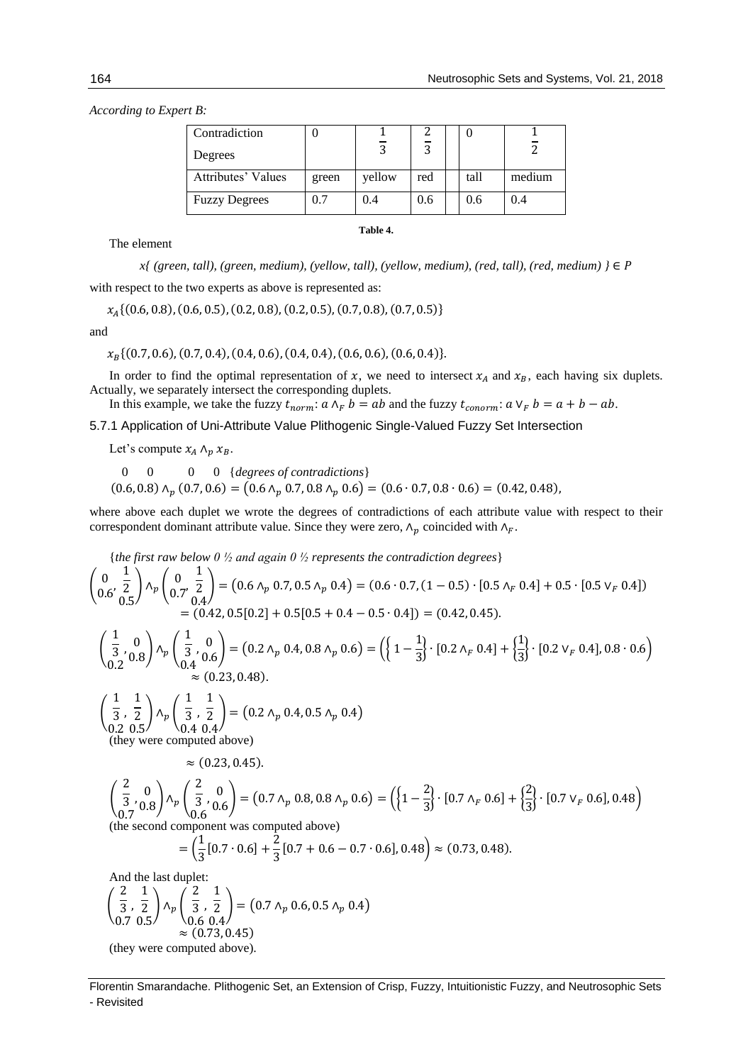*According to Expert B:*

| Contradiction Degrees | 0 | $\frac{1}{3}$ | $\frac{2}{3}$ | | 0 | $\frac{1}{2}$ |
|---|---|---|---|---|---|---|
| Attributes' Values | green | yellow | red | | tall | medium |
| Fuzzy Degrees | 0.7 | 0.4 | 0.6 | | 0.6 | 0.4 |

**Table 4.**

The element

*x{ (green, tall), (green, medium), (yellow, tall), (yellow, medium), (red, tall), (red, medium) }* $\in P$

with respect to the two experts as above is represented as:

$$x_A\{(0.6, 0.8), (0.6, 0.5), (0.2, 0.8), (0.2, 0.5), (0.7, 0.8), (0.7, 0.5)\}$$

and

$$x_B\{(0.7, 0.6), (0.7, 0.4), (0.4, 0.6), (0.4, 0.4), (0.6, 0.6), (0.6, 0.4)\}.$$

In order to find the optimal representation of $x$, we need to intersect $x_A$ and $x_B$, each having six duplets. Actually, we separately intersect the corresponding duplets.

In this example, we take the fuzzy $t_{norm}$: $a \wedge_F b = ab$ and the fuzzy $t_{conorm}$: $a \vee_F b = a + b - ab$.

### 5.7.1 Application of Uni-Attribute Value Plithogenic Single-Valued Fuzzy Set Intersection

Let's compute $x_A \wedge_p x_B$.

$$\begin{matrix} 0 & 0 \end{matrix} \quad \begin{matrix} 0 & 0 \end{matrix} \quad \{\textit{degrees of contradictions}\}$$

$$(0.6, 0.8) \wedge_p (0.7, 0.6) = (0.6 \wedge_p 0.7, 0.8 \wedge_p 0.6) = (0.6 \cdot 0.7, 0.8 \cdot 0.6) = (0.42, 0.48),$$

where above each duplet we wrote the degrees of contradictions of each attribute value with respect to their correspondent dominant attribute value. Since they were zero, $\wedge_p$ coincided with $\wedge_F$.

{*the first raw below 0 ½ and again 0 ½ represents the contradiction degrees*}

$$\begin{pmatrix} 0 & \frac{1}{2} \\ 0.6, & 0.5 \end{pmatrix} \wedge_p \begin{pmatrix} 0 & \frac{1}{2} \\ 0.7, & 0.4 \end{pmatrix} = (0.6 \wedge_p 0.7, 0.5 \wedge_p 0.4) = (0.6 \cdot 0.7, (1 - 0.5) \cdot [0.5 \wedge_F 0.4] + 0.5 \cdot [0.5 \vee_F 0.4])$$

$$= (0.42, 0.5[0.2] + 0.5[0.5 + 0.4 - 0.5 \cdot 0.4]) = (0.42, 0.45).$$

$$\begin{pmatrix} \frac{1}{3}, & 0 \\ 0.2 & 0.8 \end{pmatrix} \wedge_p \begin{pmatrix} \frac{1}{3}, & 0 \\ 0.4 & 0.6 \end{pmatrix} = (0.2 \wedge_p 0.4, 0.8 \wedge_p 0.6) = \left(\left\{1 - \frac{1}{3}\right\} \cdot [0.2 \wedge_F 0.4] + \left\{\frac{1}{3}\right\} \cdot [0.2 \vee_F 0.4], 0.8 \cdot 0.6\right)$$

$$\approx (0.23, 0.48).$$

$$\begin{pmatrix} \frac{1}{3}, & \frac{1}{2} \\ 0.2 & 0.5 \end{pmatrix} \wedge_p \begin{pmatrix} \frac{1}{3}, & \frac{1}{2} \\ 0.4 & 0.4 \end{pmatrix} = (0.2 \wedge_p 0.4, 0.5 \wedge_p 0.4)$$

(they were computed above)

$$\approx (0.23, 0.45).$$

$$\begin{pmatrix} \frac{2}{3}, & 0 \\ 0.7 & 0.8 \end{pmatrix} \wedge_p \begin{pmatrix} \frac{2}{3}, & 0 \\ 0.6 & 0.6 \end{pmatrix} = (0.7 \wedge_p 0.8, 0.8 \wedge_p 0.6) = \left(\left\{1 - \frac{2}{3}\right\} \cdot [0.7 \wedge_F 0.6] + \left\{\frac{2}{3}\right\} \cdot [0.7 \vee_F 0.6], 0.48\right)$$

(the second component was computed above)

$$= \left(\frac{1}{3}[0.7 \cdot 0.6] + \frac{2}{3}[0.7 + 0.6 - 0.7 \cdot 0.6], 0.48\right) \approx (0.73, 0.48).$$

And the last duplet:

$$\begin{pmatrix} \frac{2}{3}, & \frac{1}{2} \\ 0.7 & 0.5 \end{pmatrix} \wedge_p \begin{pmatrix} \frac{2}{3}, & \frac{1}{2} \\ 0.6 & 0.4 \end{pmatrix} = (0.7 \wedge_p 0.6, 0.5 \wedge_p 0.4)$$

$$\approx (0.73, 0.45)$$

(they were computed above).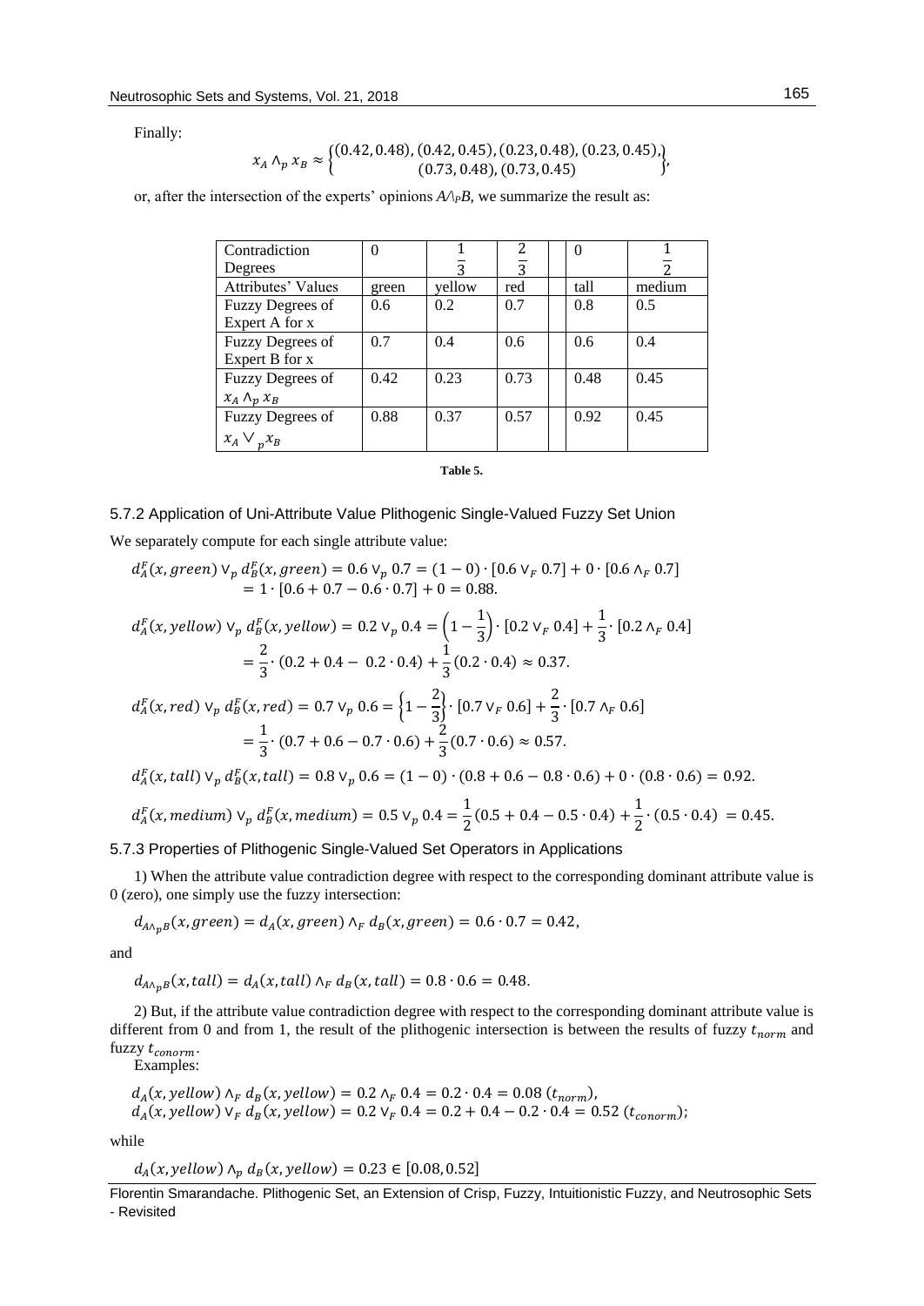Finally:

$$x_A \wedge_p x_B \approx \left\{ \begin{matrix} (0.42, 0.48), (0.42, 0.45), (0.23, 0.48), (0.23, 0.45), \\ (0.73, 0.48), (0.73, 0.45) \end{matrix} \right\},$$

or, after the intersection of the experts' opinions $A \wedge_P B$, we summarize the result as:

| Contradiction Degrees | 0 | $\frac{1}{3}$ | $\frac{2}{3}$ | | 0 | $\frac{1}{2}$ |
|---|---|---|---|---|---|---|
| Attributes' Values | green | yellow | red | | tall | medium |
| Fuzzy Degrees of Expert A for x | 0.6 | 0.2 | 0.7 | | 0.8 | 0.5 |
| Fuzzy Degrees of Expert B for x | 0.7 | 0.4 | 0.6 | | 0.6 | 0.4 |
| Fuzzy Degrees of $x_A \wedge_p x_B$ | 0.42 | 0.23 | 0.73 | | 0.48 | 0.45 |
| Fuzzy Degrees of $x_A \vee_p x_B$ | 0.88 | 0.37 | 0.57 | | 0.92 | 0.45 |

**Table 5.**

### 5.7.2 Application of Uni-Attribute Value Plithogenic Single-Valued Fuzzy Set Union

We separately compute for each single attribute value:

$$d_A^F(x, green) \vee_p d_B^F(x, green) = 0.6 \vee_p 0.7 = (1-0) \cdot [0.6 \vee_F 0.7] + 0 \cdot [0.6 \wedge_F 0.7]$$
$$= 1 \cdot [0.6 + 0.7 - 0.6 \cdot 0.7] + 0 = 0.88.$$

$$d_A^F(x, yellow) \vee_p d_B^F(x, yellow) = 0.2 \vee_p 0.4 = \left(1 - \frac{1}{3}\right) \cdot [0.2 \vee_F 0.4] + \frac{1}{3} \cdot [0.2 \wedge_F 0.4]$$
$$= \frac{2}{3} \cdot (0.2 + 0.4 - 0.2 \cdot 0.4) + \frac{1}{3}(0.2 \cdot 0.4) \approx 0.37.$$

$$d_A^F(x, red) \vee_p d_B^F(x, red) = 0.7 \vee_p 0.6 = \left\{1 - \frac{2}{3}\right\} \cdot [0.7 \vee_F 0.6] + \frac{2}{3} \cdot [0.7 \wedge_F 0.6]$$
$$= \frac{1}{3} \cdot (0.7 + 0.6 - 0.7 \cdot 0.6) + \frac{2}{3}(0.7 \cdot 0.6) \approx 0.57.$$

$$d_A^F(x, tall) \vee_p d_B^F(x, tall) = 0.8 \vee_p 0.6 = (1-0) \cdot (0.8 + 0.6 - 0.8 \cdot 0.6) + 0 \cdot (0.8 \cdot 0.6) = 0.92.$$

$$d_A^F(x, medium) \vee_p d_B^F(x, medium) = 0.5 \vee_p 0.4 = \frac{1}{2}(0.5 + 0.4 - 0.5 \cdot 0.4) + \frac{1}{2} \cdot (0.5 \cdot 0.4) = 0.45.$$

### 5.7.3 Properties of Plithogenic Single-Valued Set Operators in Applications

1) When the attribute value contradiction degree with respect to the corresponding dominant attribute value is 0 (zero), one simply use the fuzzy intersection:

$$d_{A \wedge_p B}(x, green) = d_A(x, green) \wedge_F d_B(x, green) = 0.6 \cdot 0.7 = 0.42,$$

and

$$d_{A \wedge_p B}(x, tall) = d_A(x, tall) \wedge_F d_B(x, tall) = 0.8 \cdot 0.6 = 0.48.$$

2) But, if the attribute value contradiction degree with respect to the corresponding dominant attribute value is different from 0 and from 1, the result of the plithogenic intersection is between the results of fuzzy $t_{norm}$ and fuzzy $t_{conorm}$.

Examples:

$$d_A(x, yellow) \wedge_F d_B(x, yellow) = 0.2 \wedge_F 0.4 = 0.2 \cdot 0.4 = 0.08 \ (t_{norm}),$$
$$d_A(x, yellow) \vee_F d_B(x, yellow) = 0.2 \vee_F 0.4 = 0.2 + 0.4 - 0.2 \cdot 0.4 = 0.52 \ (t_{conorm});$$

while

$$d_A(x, yellow) \wedge_p d_B(x, yellow) = 0.23 \in [0.08, 0.52]$$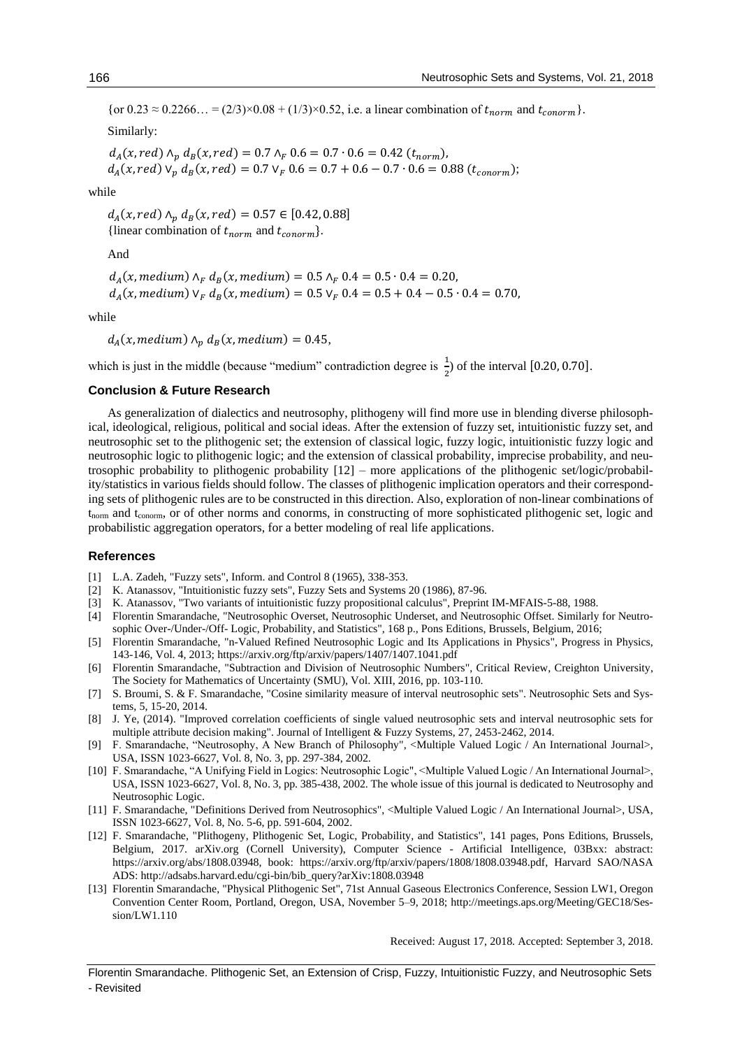{or $0.23 \approx 0.2266\ldots = (2/3)\times 0.08 + (1/3)\times 0.52$, i.e. a linear combination of $t_{norm}$ and $t_{conorm}$}.

Similarly:

$$d_A(x, red) \wedge_p d_B(x, red) = 0.7 \wedge_F 0.6 = 0.7 \cdot 0.6 = 0.42 \; (t_{norm}),$$
$$d_A(x, red) \vee_p d_B(x, red) = 0.7 \vee_F 0.6 = 0.7 + 0.6 - 0.7 \cdot 0.6 = 0.88 \; (t_{conorm});$$

while

$$d_A(x, red) \wedge_p d_B(x, red) = 0.57 \in [0.42, 0.88]$$

{linear combination of $t_{norm}$ and $t_{conorm}$}.

And

$$d_A(x, medium) \wedge_F d_B(x, medium) = 0.5 \wedge_F 0.4 = 0.5 \cdot 0.4 = 0.20,$$
$$d_A(x, medium) \vee_F d_B(x, medium) = 0.5 \vee_F 0.4 = 0.5 + 0.4 - 0.5 \cdot 0.4 = 0.70,$$

while

$$d_A(x, medium) \wedge_p d_B(x, medium) = 0.45,$$

which is just in the middle (because "medium" contradiction degree is $\frac{1}{2}$) of the interval $[0.20, 0.70]$.

### Conclusion & Future Research

As generalization of dialectics and neutrosophy, plithogeny will find more use in blending diverse philosophical, ideological, religious, political and social ideas. After the extension of fuzzy set, intuitionistic fuzzy set, and neutrosophic set to the plithogenic set; the extension of classical logic, fuzzy logic, intuitionistic fuzzy logic and neutrosophic logic to plithogenic logic; and the extension of classical probability, imprecise probability, and neutrosophic probability to plithogenic probability [12] – more applications of the plithogenic set/logic/probability/statistics in various fields should follow. The classes of plithogenic implication operators and their corresponding sets of plithogenic rules are to be constructed in this direction. Also, exploration of non-linear combinations of $t_{norm}$ and $t_{conorm}$, or of other norms and conorms, in constructing of more sophisticated plithogenic set, logic and probabilistic aggregation operators, for a better modeling of real life applications.

### References

[1] L.A. Zadeh, "Fuzzy sets", Inform. and Control 8 (1965), 338-353.

[2] K. Atanassov, "Intuitionistic fuzzy sets", Fuzzy Sets and Systems 20 (1986), 87-96.

[3] K. Atanassov, "Two variants of intuitionistic fuzzy propositional calculus", Preprint IM-MFAIS-5-88, 1988.

[4] Florentin Smarandache, "Neutrosophic Overset, Neutrosophic Underset, and Neutrosophic Offset. Similarly for Neutrosophic Over-/Under-/Off- Logic, Probability, and Statistics", 168 p., Pons Editions, Brussels, Belgium, 2016;

[5] Florentin Smarandache, "n-Valued Refined Neutrosophic Logic and Its Applications in Physics", Progress in Physics, 143-146, Vol. 4, 2013; https://arxiv.org/ftp/arxiv/papers/1407/1407.1041.pdf

[6] Florentin Smarandache, "Subtraction and Division of Neutrosophic Numbers", Critical Review, Creighton University, The Society for Mathematics of Uncertainty (SMU), Vol. XIII, 2016, pp. 103-110.

[7] S. Broumi, S. & F. Smarandache, "Cosine similarity measure of interval neutrosophic sets". Neutrosophic Sets and Systems, 5, 15-20, 2014.

[8] J. Ye, (2014). "Improved correlation coefficients of single valued neutrosophic sets and interval neutrosophic sets for multiple attribute decision making". Journal of Intelligent & Fuzzy Systems, 27, 2453-2462, 2014.

[9] F. Smarandache, "Neutrosophy, A New Branch of Philosophy", <Multiple Valued Logic / An International Journal>, USA, ISSN 1023-6627, Vol. 8, No. 3, pp. 297-384, 2002.

[10] F. Smarandache, "A Unifying Field in Logics: Neutrosophic Logic", <Multiple Valued Logic / An International Journal>, USA, ISSN 1023-6627, Vol. 8, No. 3, pp. 385-438, 2002. The whole issue of this journal is dedicated to Neutrosophy and Neutrosophic Logic.

[11] F. Smarandache, "Definitions Derived from Neutrosophics", <Multiple Valued Logic / An International Journal>, USA, ISSN 1023-6627, Vol. 8, No. 5-6, pp. 591-604, 2002.

[12] F. Smarandache, "Plithogeny, Plithogenic Set, Logic, Probability, and Statistics", 141 pages, Pons Editions, Brussels, Belgium, 2017. arXiv.org (Cornell University), Computer Science - Artificial Intelligence, 03Bxx: abstract: https://arxiv.org/abs/1808.03948, book: https://arxiv.org/ftp/arxiv/papers/1808/1808.03948.pdf, Harvard SAO/NASA ADS: http://adsabs.harvard.edu/cgi-bin/bib_query?arXiv:1808.03948

[13] Florentin Smarandache, "Physical Plithogenic Set", 71st Annual Gaseous Electronics Conference, Session LW1, Oregon Convention Center Room, Portland, Oregon, USA, November 5–9, 2018; http://meetings.aps.org/Meeting/GEC18/Session/LW1.110

Received: August 17, 2018. Accepted: September 3, 2018.